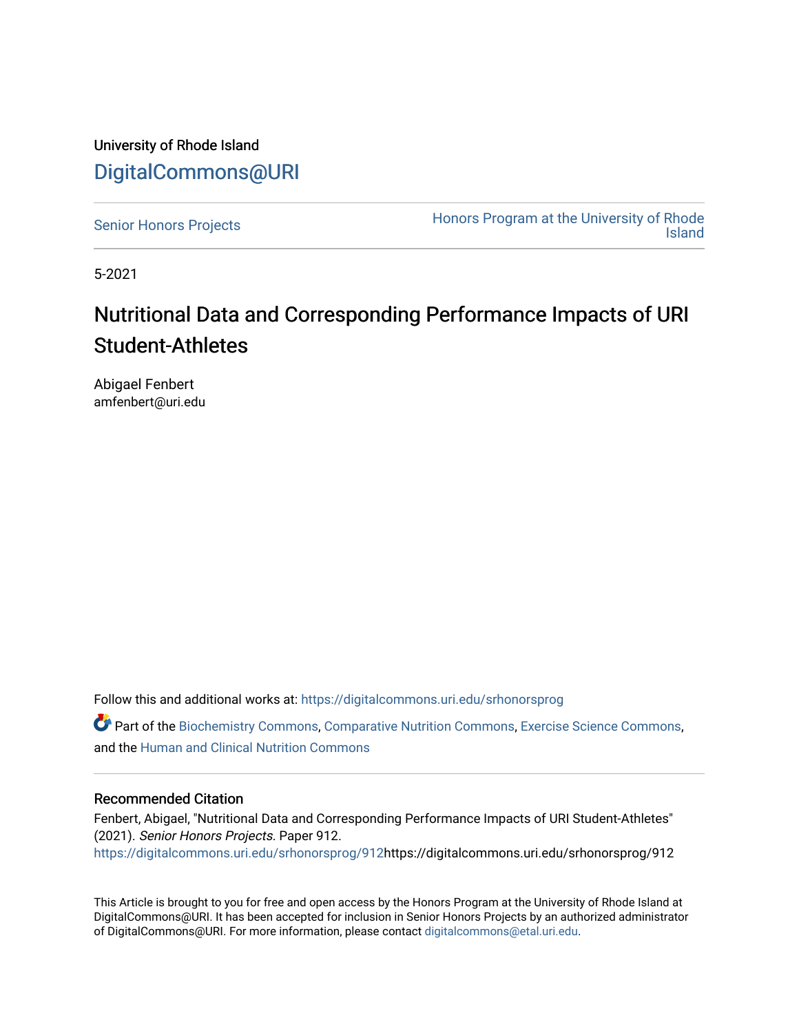University of Rhode Island

# DigitalCommons@URI

Senior Honors Projects | Honors Program at the University of Rhode Island

5-2021

# Nutritional Data and Corresponding Performance Impacts of URI Student-Athletes

Abigael Fenbert
amfenbert@uri.edu

Follow this and additional works at: https://digitalcommons.uri.edu/srhonorsprog

Part of the Biochemistry Commons, Comparative Nutrition Commons, Exercise Science Commons, and the Human and Clinical Nutrition Commons

## Recommended Citation

Fenbert, Abigael, "Nutritional Data and Corresponding Performance Impacts of URI Student-Athletes" (2021). *Senior Honors Projects.* Paper 912.
https://digitalcommons.uri.edu/srhonorsprog/912https://digitalcommons.uri.edu/srhonorsprog/912

This Article is brought to you for free and open access by the Honors Program at the University of Rhode Island at DigitalCommons@URI. It has been accepted for inclusion in Senior Honors Projects by an authorized administrator of DigitalCommons@URI. For more information, please contact digitalcommons@etal.uri.edu.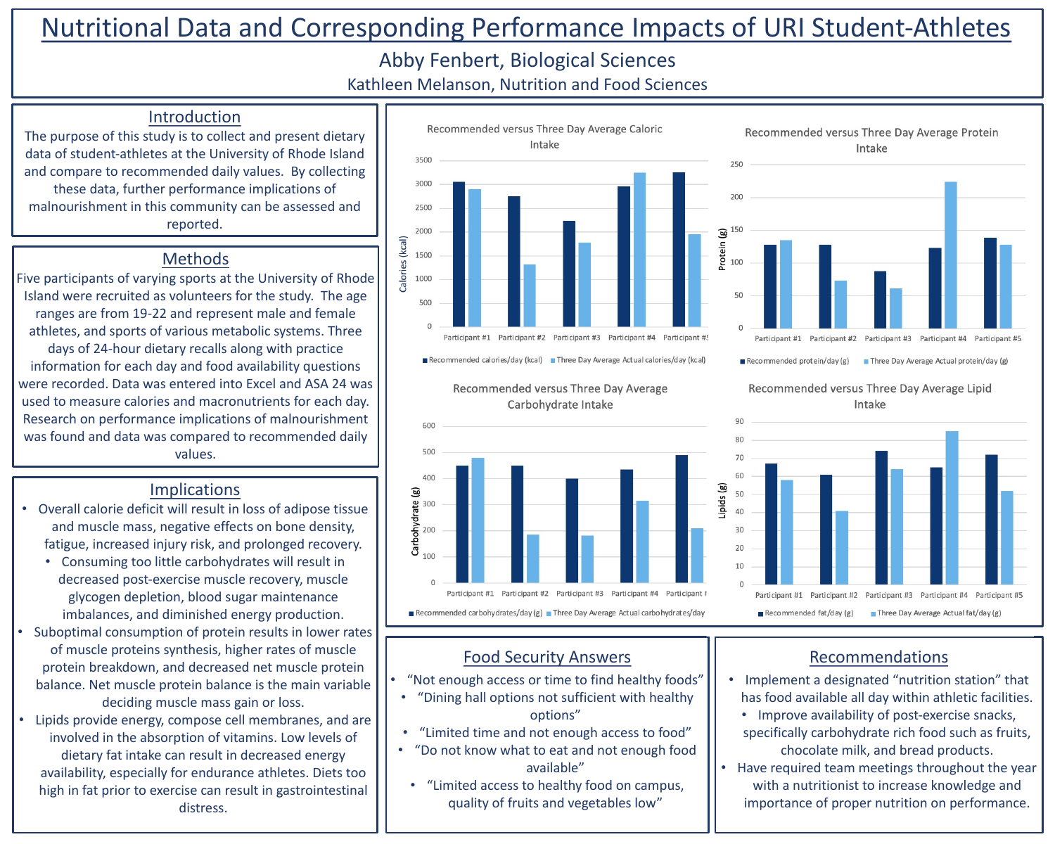# Nutritional Data and Corresponding Performance Impacts of URI Student-Athletes

Abby Fenbert, Biological Sciences

Kathleen Melanson, Nutrition and Food Sciences

## Introduction

The purpose of this study is to collect and present dietary data of student-athletes at the University of Rhode Island and compare to recommended daily values. By collecting these data, further performance implications of malnourishment in this community can be assessed and reported.

## Methods

Five participants of varying sports at the University of Rhode Island were recruited as volunteers for the study. The age ranges are from 19-22 and represent male and female athletes, and sports of various metabolic systems. Three days of 24-hour dietary recalls along with practice information for each day and food availability questions were recorded. Data was entered into Excel and ASA 24 was used to measure calories and macronutrients for each day. Research on performance implications of malnourishment was found and data was compared to recommended daily values.

## Implications

- Overall calorie deficit will result in loss of adipose tissue and muscle mass, negative effects on bone density, fatigue, increased injury risk, and prolonged recovery.
- Consuming too little carbohydrates will result in decreased post-exercise muscle recovery, muscle glycogen depletion, blood sugar maintenance imbalances, and diminished energy production.
- Suboptimal consumption of protein results in lower rates of muscle proteins synthesis, higher rates of muscle protein breakdown, and decreased net muscle protein balance. Net muscle protein balance is the main variable deciding muscle mass gain or loss.
- Lipids provide energy, compose cell membranes, and are involved in the absorption of vitamins. Low levels of dietary fat intake can result in decreased energy availability, especially for endurance athletes. Diets too high in fat prior to exercise can result in gastrointestinal distress.

Recommended versus Three Day Average Caloric Intake

Calories (kcal)

0, 500, 1000, 1500, 2000, 2500, 3000, 3500

Participant #1, Participant #2, Participant #3, Participant #4, Participant #5

Recommended calories/day (kcal) | Three Day Average Actual calories/day (kcal)

Recommended versus Three Day Average Protein Intake

Protein (g)

0, 50, 100, 150, 200, 250

Participant #1, Participant #2, Participant #3, Participant #4, Participant #5

Recommended protein/day (g) | Three Day Average Actual protein/day (g)

Recommended versus Three Day Average Carbohydrate Intake

Carbohydrate (g)

0, 100, 200, 300, 400, 500, 600

Participant #1, Participant #2, Participant #3, Participant #4, Participant #5

Recommended carbohydrates/day (g) | Three Day Average Actual carbohydrates/day

Recommended versus Three Day Average Lipid Intake

Lipids (g)

0, 10, 20, 30, 40, 50, 60, 70, 80, 90

Participant #1, Participant #2, Participant #3, Participant #4, Participant #5

Recommended fat/day (g) | Three Day Average Actual fat/day (g)

## Food Security Answers

- "Not enough access or time to find healthy foods"
- "Dining hall options not sufficient with healthy options"
- "Limited time and not enough access to food"
- "Do not know what to eat and not enough food available"
- "Limited access to healthy food on campus, quality of fruits and vegetables low"

## Recommendations

- Implement a designated "nutrition station" that has food available all day within athletic facilities.
- Improve availability of post-exercise snacks, specifically carbohydrate rich food such as fruits, chocolate milk, and bread products.
- Have required team meetings throughout the year with a nutritionist to increase knowledge and importance of proper nutrition on performance.